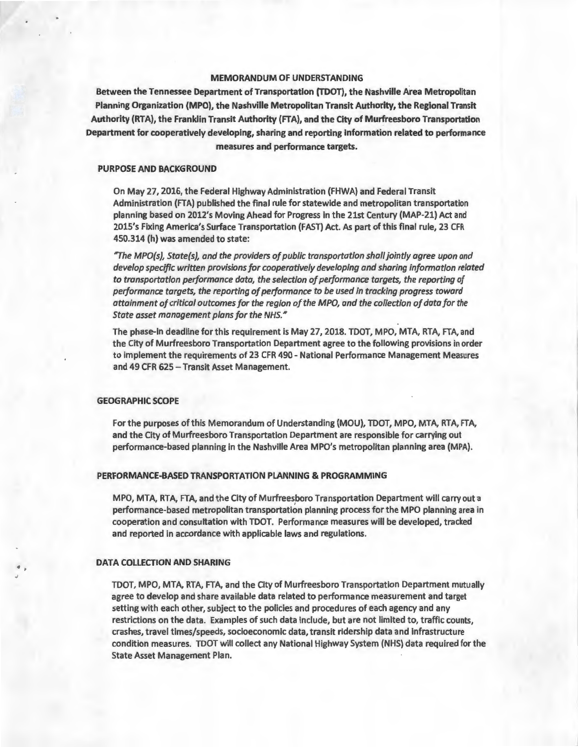# MEMORANDUM OF UNDERSTANDING

**Between the Tennessee Department of Transportation (TDOT), the Nashville Area Metropolitan Planning Organization (MPO), the Nashville Metropolitan Transit Authority, the Regional Transit Authority (RTA), the Franklin Transit Authority (FTA), and the City of Murfreesboro Transportation Department for cooperatively developing, sharing and reporting information related to performance measures and performance targets.**

## PURPOSE AND BACKGROUND

On May 27, 2016, the Federal Highway Administration (FHWA) and Federal Transit Administration (FTA) published the final rule for statewide and metropolitan transportation planning based on 2012's Moving Ahead for Progress in the 21st Century (MAP-21) Act and 2015's Fixing America's Surface Transportation (FAST) Act. As part of this final rule, 23 CFR 450.314 (h) was amended to state:

*"The MPO(s), State(s), and the providers of public transportation shall jointly agree upon and develop specific written provisions for cooperatively developing and sharing information related to transportation performance data, the selection of performance targets, the reporting of performance targets, the reporting of performance to be used in tracking progress toward attainment of critical outcomes for the region of the MPO, and the collection of data for the State asset management plans for the NHS."*

The phase-in deadline for this requirement is May 27, 2018. TDOT, MPO, MTA, RTA, FTA, and the City of Murfreesboro Transportation Department agree to the following provisions in order to implement the requirements of 23 CFR 490 - National Performance Management Measures and 49 CFR 625 – Transit Asset Management.

## GEOGRAPHIC SCOPE

For the purposes of this Memorandum of Understanding (MOU), TDOT, MPO, MTA, RTA, FTA, and the City of Murfreesboro Transportation Department are responsible for carrying out performance-based planning in the Nashville Area MPO's metropolitan planning area (MPA).

## PERFORMANCE-BASED TRANSPORTATION PLANNING & PROGRAMMING

MPO, MTA, RTA, FTA, and the City of Murfreesboro Transportation Department will carry out a performance-based metropolitan transportation planning process for the MPO planning area in cooperation and consultation with TDOT. Performance measures will be developed, tracked and reported in accordance with applicable laws and regulations.

## DATA COLLECTION AND SHARING

TDOT, MPO, MTA, RTA, FTA, and the City of Murfreesboro Transportation Department mutually agree to develop and share available data related to performance measurement and target setting with each other, subject to the policies and procedures of each agency and any restrictions on the data. Examples of such data include, but are not limited to, traffic counts, crashes, travel times/speeds, socioeconomic data, transit ridership data and infrastructure condition measures. TDOT will collect any National Highway System (NHS) data required for the State Asset Management Plan.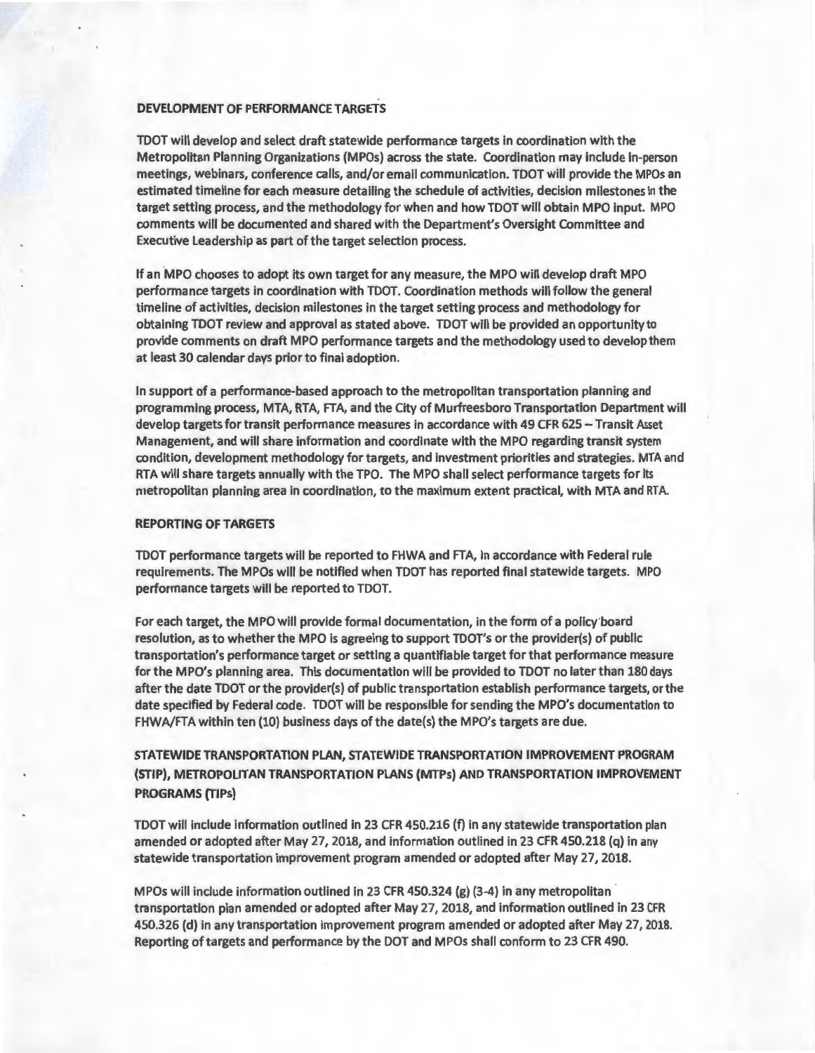**DEVELOPMENT OF PERFORMANCE TARGETS**

TDOT will develop and select draft statewide performance targets in coordination with the Metropolitan Planning Organizations (MPOs) across the state. Coordination may include in-person meetings, webinars, conference calls, and/or email communication. TDOT will provide the MPOs an estimated timeline for each measure detailing the schedule of activities, decision milestones in the target setting process, and the methodology for when and how TDOT will obtain MPO input. MPO comments will be documented and shared with the Department's Oversight Committee and Executive Leadership as part of the target selection process.

If an MPO chooses to adopt its own target for any measure, the MPO will develop draft MPO performance targets in coordination with TDOT. Coordination methods will follow the general timeline of activities, decision milestones in the target setting process and methodology for obtaining TDOT review and approval as stated above. TDOT will be provided an opportunity to provide comments on draft MPO performance targets and the methodology used to develop them at least 30 calendar days prior to final adoption.

In support of a performance-based approach to the metropolitan transportation planning and programming process, MTA, RTA, FTA, and the City of Murfreesboro Transportation Department will develop targets for transit performance measures in accordance with 49 CFR 625 – Transit Asset Management, and will share information and coordinate with the MPO regarding transit system condition, development methodology for targets, and investment priorities and strategies. MTA and RTA will share targets annually with the TPO. The MPO shall select performance targets for its metropolitan planning area in coordination, to the maximum extent practical, with MTA and RTA.

**REPORTING OF TARGETS**

TDOT performance targets will be reported to FHWA and FTA, in accordance with Federal rule requirements. The MPOs will be notified when TDOT has reported final statewide targets. MPO performance targets will be reported to TDOT.

For each target, the MPO will provide formal documentation, in the form of a policy board resolution, as to whether the MPO is agreeing to support TDOT's or the provider(s) of public transportation's performance target or setting a quantifiable target for that performance measure for the MPO's planning area. This documentation will be provided to TDOT no later than 180 days after the date TDOT or the provider(s) of public transportation establish performance targets, or the date specified by Federal code. TDOT will be responsible for sending the MPO's documentation to FHWA/FTA within ten (10) business days of the date(s) the MPO's targets are due.

**STATEWIDE TRANSPORTATION PLAN, STATEWIDE TRANSPORTATION IMPROVEMENT PROGRAM (STIP), METROPOLITAN TRANSPORTATION PLANS (MTPs) AND TRANSPORTATION IMPROVEMENT PROGRAMS (TIPs)**

TDOT will include information outlined in 23 CFR 450.216 (f) in any statewide transportation plan amended or adopted after May 27, 2018, and information outlined in 23 CFR 450.218 (q) in any statewide transportation improvement program amended or adopted after May 27, 2018.

MPOs will include information outlined in 23 CFR 450.324 (g) (3-4) in any metropolitan transportation plan amended or adopted after May 27, 2018, and information outlined in 23 CFR 450.326 (d) in any transportation improvement program amended or adopted after May 27, 2018. Reporting of targets and performance by the DOT and MPOs shall conform to 23 CFR 490.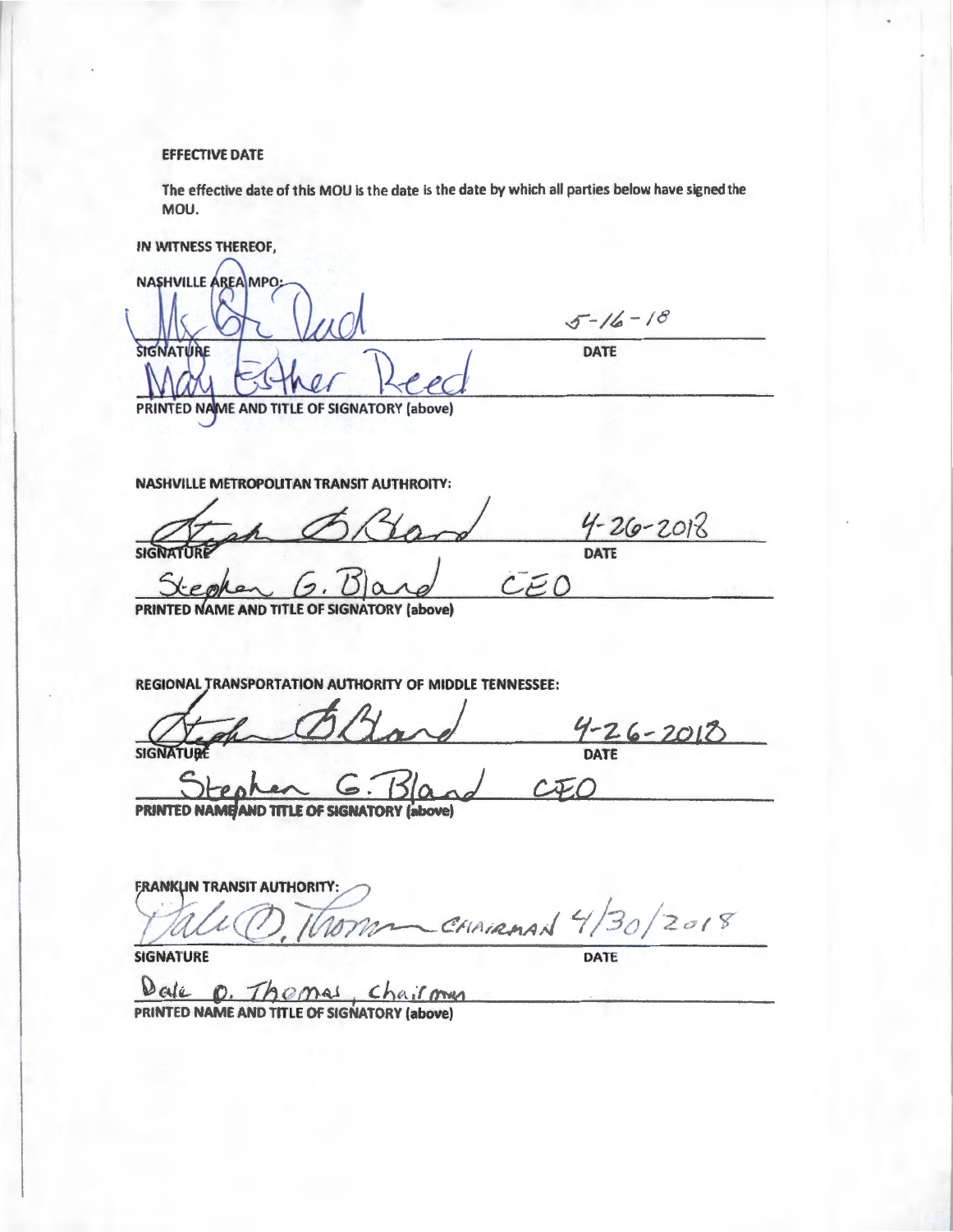**EFFECTIVE DATE**

**The effective date of this MOU is the date is the date by which all parties below have signed the MOU.**

**IN WITNESS THEREOF,**

**NASHVILLE AREA MPO:**

Mary Esther Reed 5-16-18

**SIGNATURE** **DATE**

Mary Esther Reed

**PRINTED NAME AND TITLE OF SIGNATORY (above)**

**NASHVILLE METROPOLITAN TRANSIT AUTHROITY:**

Steph G Bland 4-26-2018

**SIGNATURE** **DATE**

Stephen G. Bland CEO

**PRINTED NAME AND TITLE OF SIGNATORY (above)**

**REGIONAL TRANSPORTATION AUTHORITY OF MIDDLE TENNESSEE:**

Steph G Bland 4-26-2018

**SIGNATURE** **DATE**

Stephen G. Bland CEO

**PRINTED NAME AND TITLE OF SIGNATORY (above)**

**FRANKLIN TRANSIT AUTHORITY:**

Dale O. Thomas CHAIRMAN 4/30/2018

**SIGNATURE** **DATE**

Dale O. Thomas, Chairman

**PRINTED NAME AND TITLE OF SIGNATORY (above)**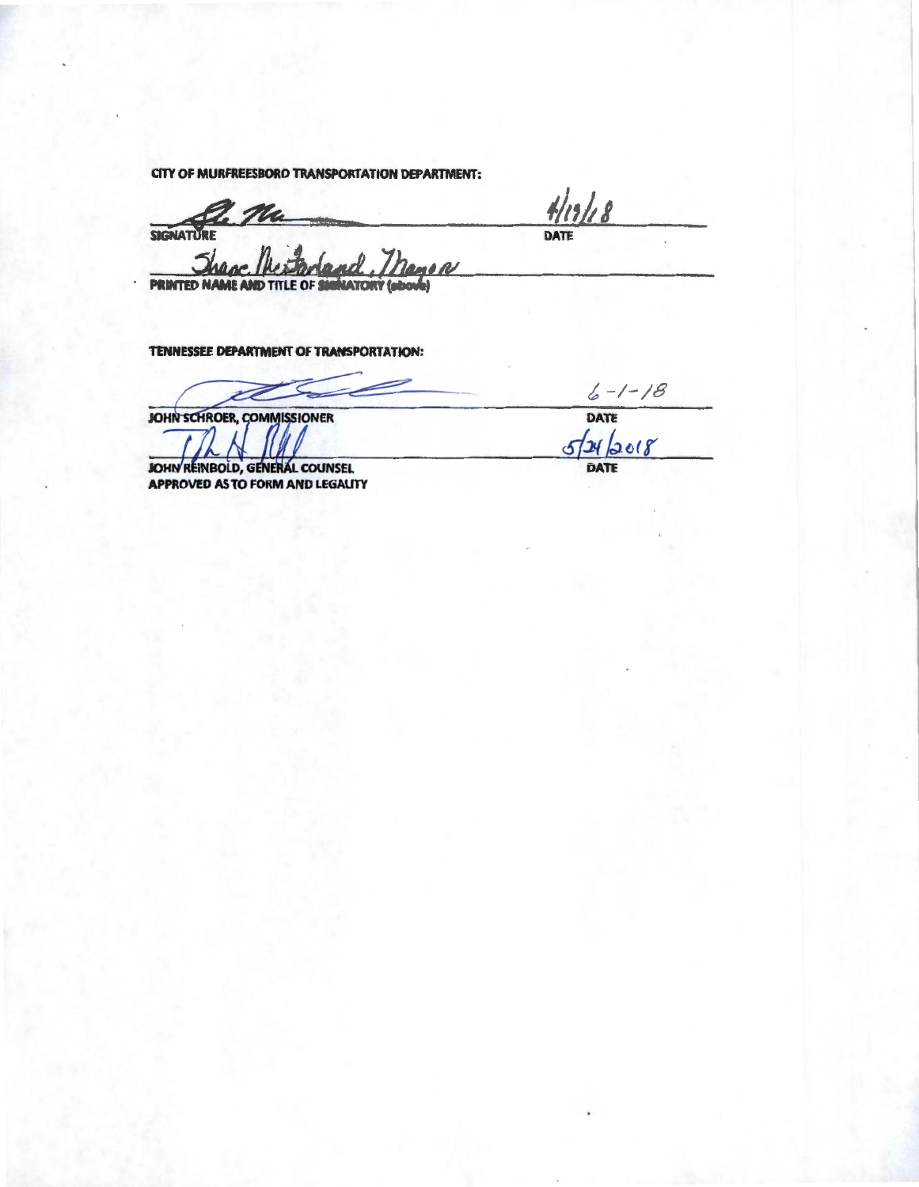**CITY OF MURFREESBORO TRANSPORTATION DEPARTMENT:**

SIGNATURE | DATE 4/13/18

Shane McFarland, Mayor

PRINTED NAME AND TITLE OF SIGNATORY (above)

**TENNESSEE DEPARTMENT OF TRANSPORTATION:**

JOHN SCHROER, COMMISSIONER | DATE 6-1-18

JOHN REINBOLD, GENERAL COUNSEL | DATE 5/24/2018

APPROVED AS TO FORM AND LEGALITY